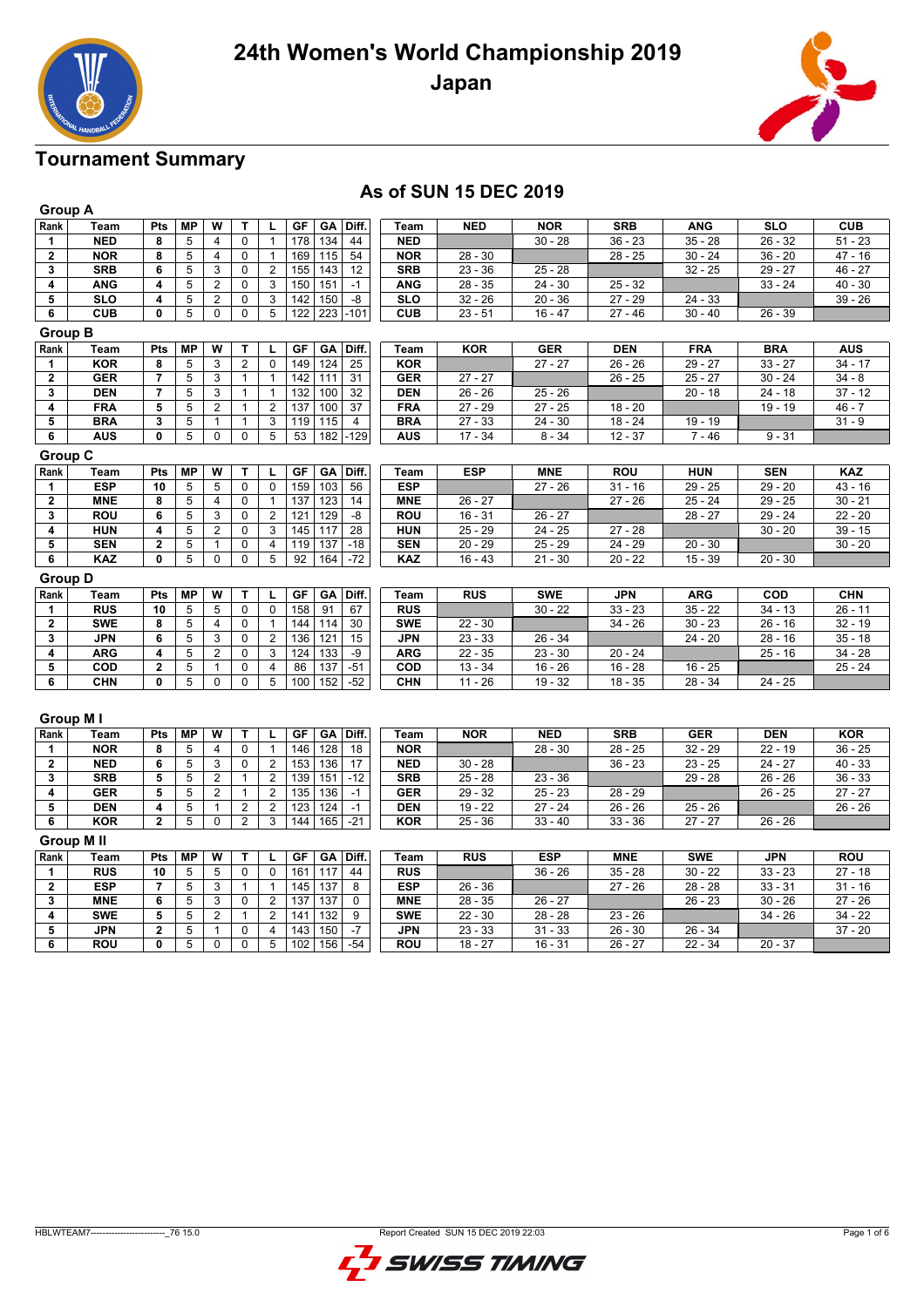# 24th Women's World Championship 2019

## Japan

## Tournament Summary

### As of SUN 15 DEC 2019

**Group A**

| Rank | Team | Pts | MP | W | T | L | GF | GA | Diff. | Team | NED | NOR | SRB | ANG | SLO | CUB |
|---|---|---|---|---|---|---|---|---|---|---|---|---|---|---|---|---|
| 1 | NED | 8 | 5 | 4 | 0 | 1 | 178 | 134 | 44 | NED | | 30 - 28 | 36 - 23 | 35 - 28 | 26 - 32 | 51 - 23 |
| 2 | NOR | 8 | 5 | 4 | 0 | 1 | 169 | 115 | 54 | NOR | 28 - 30 | | 28 - 25 | 30 - 24 | 36 - 20 | 47 - 16 |
| 3 | SRB | 6 | 5 | 3 | 0 | 2 | 155 | 143 | 12 | SRB | 23 - 36 | 25 - 28 | | 32 - 25 | 29 - 27 | 46 - 27 |
| 4 | ANG | 4 | 5 | 2 | 0 | 3 | 150 | 151 | -1 | ANG | 28 - 35 | 24 - 30 | 25 - 32 | | 33 - 24 | 40 - 30 |
| 5 | SLO | 4 | 5 | 2 | 0 | 3 | 142 | 150 | -8 | SLO | 32 - 26 | 20 - 36 | 27 - 29 | 24 - 33 | | 39 - 26 |
| 6 | CUB | 0 | 5 | 0 | 0 | 5 | 122 | 223 | -101 | CUB | 23 - 51 | 16 - 47 | 27 - 46 | 30 - 40 | 26 - 39 | |

**Group B**

| Rank | Team | Pts | MP | W | T | L | GF | GA | Diff. | Team | KOR | GER | DEN | FRA | BRA | AUS |
|---|---|---|---|---|---|---|---|---|---|---|---|---|---|---|---|---|
| 1 | KOR | 8 | 5 | 3 | 2 | 0 | 149 | 124 | 25 | KOR | | 27 - 27 | 26 - 26 | 29 - 27 | 33 - 27 | 34 - 17 |
| 2 | GER | 7 | 5 | 3 | 1 | 1 | 142 | 111 | 31 | GER | 27 - 27 | | 26 - 25 | 25 - 27 | 30 - 24 | 34 - 8 |
| 3 | DEN | 7 | 5 | 3 | 1 | 1 | 132 | 100 | 32 | DEN | 26 - 26 | 25 - 26 | | 20 - 18 | 24 - 18 | 37 - 12 |
| 4 | FRA | 5 | 5 | 2 | 1 | 2 | 137 | 100 | 37 | FRA | 27 - 29 | 27 - 25 | 18 - 20 | | 19 - 19 | 46 - 7 |
| 5 | BRA | 3 | 5 | 1 | 1 | 3 | 119 | 115 | 4 | BRA | 27 - 33 | 24 - 30 | 18 - 24 | 19 - 19 | | 31 - 9 |
| 6 | AUS | 0 | 5 | 0 | 0 | 5 | 53 | 182 | -129 | AUS | 17 - 34 | 8 - 34 | 12 - 37 | 7 - 46 | 9 - 31 | |

**Group C**

| Rank | Team | Pts | MP | W | T | L | GF | GA | Diff. | Team | ESP | MNE | ROU | HUN | SEN | KAZ |
|---|---|---|---|---|---|---|---|---|---|---|---|---|---|---|---|---|
| 1 | ESP | 10 | 5 | 5 | 0 | 0 | 159 | 103 | 56 | ESP | | 27 - 26 | 31 - 16 | 29 - 25 | 29 - 20 | 43 - 16 |
| 2 | MNE | 8 | 5 | 4 | 0 | 1 | 137 | 123 | 14 | MNE | 26 - 27 | | 27 - 26 | 25 - 24 | 29 - 25 | 30 - 21 |
| 3 | ROU | 6 | 5 | 3 | 0 | 2 | 121 | 129 | -8 | ROU | 16 - 31 | 26 - 27 | | 28 - 27 | 29 - 24 | 22 - 20 |
| 4 | HUN | 4 | 5 | 2 | 0 | 3 | 145 | 117 | 28 | HUN | 25 - 29 | 24 - 25 | 27 - 28 | | 30 - 20 | 39 - 15 |
| 5 | SEN | 2 | 5 | 1 | 0 | 4 | 119 | 137 | -18 | SEN | 20 - 29 | 25 - 29 | 24 - 29 | 20 - 30 | | 30 - 20 |
| 6 | KAZ | 0 | 5 | 0 | 0 | 5 | 92 | 164 | -72 | KAZ | 16 - 43 | 21 - 30 | 20 - 22 | 15 - 39 | 20 - 30 | |

**Group D**

| Rank | Team | Pts | MP | W | T | L | GF | GA | Diff. | Team | RUS | SWE | JPN | ARG | COD | CHN |
|---|---|---|---|---|---|---|---|---|---|---|---|---|---|---|---|---|
| 1 | RUS | 10 | 5 | 5 | 0 | 0 | 158 | 91 | 67 | RUS | | 30 - 22 | 33 - 23 | 35 - 22 | 34 - 13 | 26 - 11 |
| 2 | SWE | 8 | 5 | 4 | 0 | 1 | 144 | 114 | 30 | SWE | 22 - 30 | | 34 - 26 | 30 - 23 | 26 - 16 | 32 - 19 |
| 3 | JPN | 6 | 5 | 3 | 0 | 2 | 136 | 121 | 15 | JPN | 23 - 33 | 26 - 34 | | 24 - 20 | 28 - 16 | 35 - 18 |
| 4 | ARG | 4 | 5 | 2 | 0 | 3 | 124 | 133 | -9 | ARG | 22 - 35 | 23 - 30 | 20 - 24 | | 25 - 16 | 34 - 28 |
| 5 | COD | 2 | 5 | 1 | 0 | 4 | 86 | 137 | -51 | COD | 13 - 34 | 16 - 26 | 16 - 28 | 16 - 25 | | 25 - 24 |
| 6 | CHN | 0 | 5 | 0 | 0 | 5 | 100 | 152 | -52 | CHN | 11 - 26 | 19 - 32 | 18 - 35 | 28 - 34 | 24 - 25 | |

**Group M I**

| Rank | Team | Pts | MP | W | T | L | GF | GA | Diff. | Team | NOR | NED | SRB | GER | DEN | KOR |
|---|---|---|---|---|---|---|---|---|---|---|---|---|---|---|---|---|
| 1 | NOR | 8 | 5 | 4 | 0 | 1 | 146 | 128 | 18 | NOR | | 28 - 30 | 28 - 25 | 32 - 29 | 22 - 19 | 36 - 25 |
| 2 | NED | 6 | 5 | 3 | 0 | 2 | 153 | 136 | 17 | NED | 30 - 28 | | 36 - 23 | 23 - 25 | 24 - 27 | 40 - 33 |
| 3 | SRB | 5 | 5 | 2 | 1 | 2 | 139 | 151 | -12 | SRB | 25 - 28 | 23 - 36 | | 29 - 28 | 26 - 26 | 36 - 33 |
| 4 | GER | 5 | 5 | 2 | 1 | 2 | 135 | 136 | -1 | GER | 29 - 32 | 25 - 23 | 28 - 29 | | 26 - 25 | 27 - 27 |
| 5 | DEN | 4 | 5 | 1 | 2 | 2 | 123 | 124 | -1 | DEN | 19 - 22 | 27 - 24 | 26 - 26 | 25 - 26 | | 26 - 26 |
| 6 | KOR | 2 | 5 | 0 | 2 | 3 | 144 | 165 | -21 | KOR | 25 - 36 | 33 - 40 | 33 - 36 | 27 - 27 | 26 - 26 | |

**Group M II**

| Rank | Team | Pts | MP | W | T | L | GF | GA | Diff. | Team | RUS | ESP | MNE | SWE | JPN | ROU |
|---|---|---|---|---|---|---|---|---|---|---|---|---|---|---|---|---|
| 1 | RUS | 10 | 5 | 5 | 0 | 0 | 161 | 117 | 44 | RUS | | 36 - 26 | 35 - 28 | 30 - 22 | 33 - 23 | 27 - 18 |
| 2 | ESP | 7 | 5 | 3 | 1 | 1 | 145 | 137 | 8 | ESP | 26 - 36 | | 27 - 26 | 28 - 28 | 33 - 31 | 31 - 16 |
| 3 | MNE | 6 | 5 | 3 | 0 | 2 | 137 | 137 | 0 | MNE | 28 - 35 | 26 - 27 | | 26 - 23 | 30 - 26 | 27 - 26 |
| 4 | SWE | 5 | 5 | 2 | 1 | 2 | 141 | 132 | 9 | SWE | 22 - 30 | 28 - 28 | 23 - 26 | | 34 - 26 | 34 - 22 |
| 5 | JPN | 2 | 5 | 1 | 0 | 4 | 143 | 150 | -7 | JPN | 23 - 33 | 31 - 33 | 26 - 30 | 26 - 34 | | 37 - 20 |
| 6 | ROU | 0 | 5 | 0 | 0 | 5 | 102 | 156 | -54 | ROU | 18 - 27 | 16 - 31 | 26 - 27 | 22 - 34 | 20 - 37 | |

HBLWTEAM7--------------------------_76 15.0    Report Created SUN 15 DEC 2019 22:03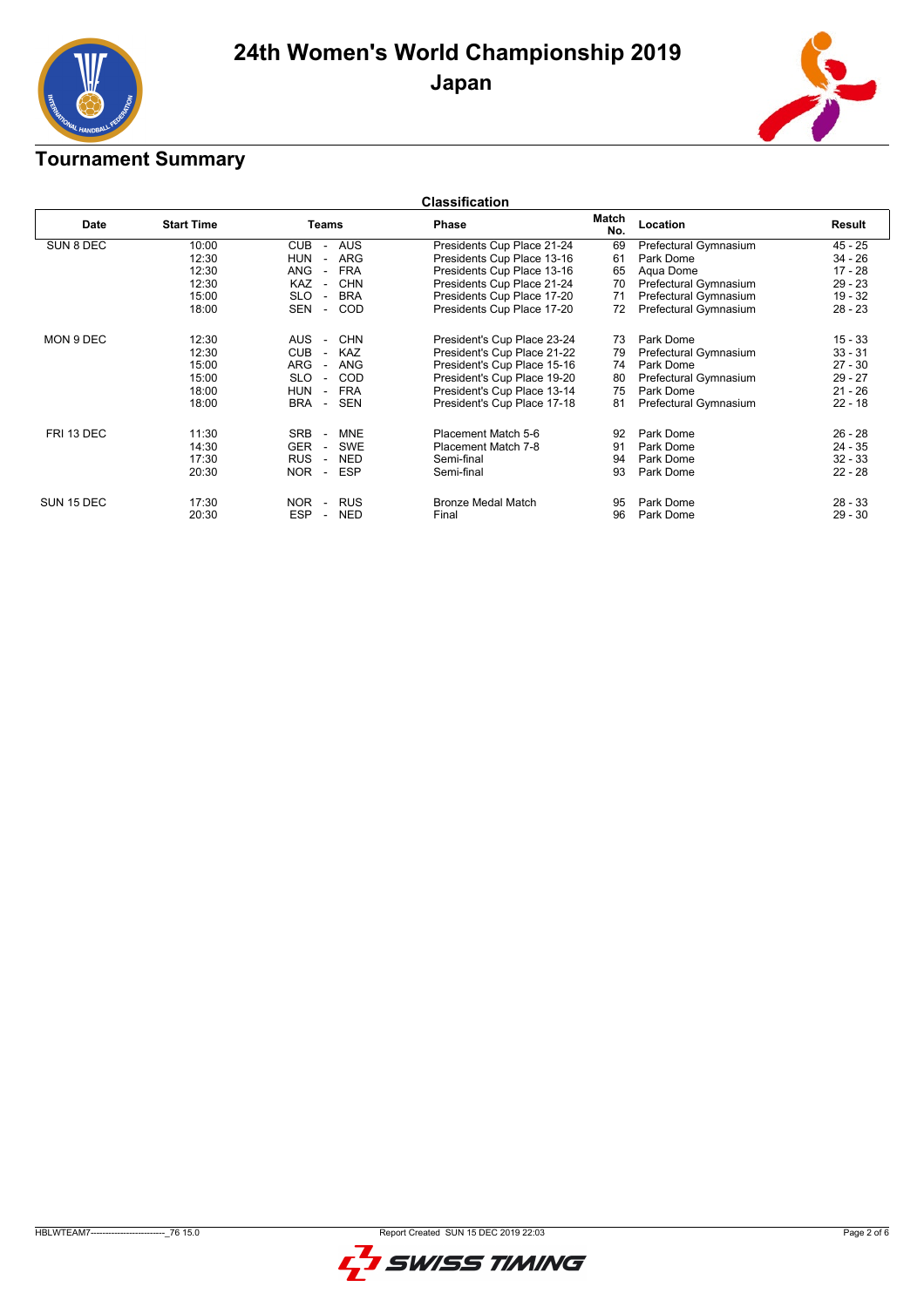# 24th Women's World Championship 2019

## Japan

## Tournament Summary

### Classification

| Date | Start Time | Teams | Phase | Match No. | Location | Result |
|---|---|---|---|---|---|---|
| SUN 8 DEC | 10:00 | CUB - AUS | Presidents Cup Place 21-24 | 69 | Prefectural Gymnasium | 45 - 25 |
| | 12:30 | HUN - ARG | Presidents Cup Place 13-16 | 61 | Park Dome | 34 - 26 |
| | 12:30 | ANG - FRA | Presidents Cup Place 13-16 | 65 | Aqua Dome | 17 - 28 |
| | 12:30 | KAZ - CHN | Presidents Cup Place 21-24 | 70 | Prefectural Gymnasium | 29 - 23 |
| | 15:00 | SLO - BRA | Presidents Cup Place 17-20 | 71 | Prefectural Gymnasium | 19 - 32 |
| | 18:00 | SEN - COD | Presidents Cup Place 17-20 | 72 | Prefectural Gymnasium | 28 - 23 |
| MON 9 DEC | 12:30 | AUS - CHN | President's Cup Place 23-24 | 73 | Park Dome | 15 - 33 |
| | 12:30 | CUB - KAZ | President's Cup Place 21-22 | 79 | Prefectural Gymnasium | 33 - 31 |
| | 15:00 | ARG - ANG | President's Cup Place 15-16 | 74 | Park Dome | 27 - 30 |
| | 15:00 | SLO - COD | President's Cup Place 19-20 | 80 | Prefectural Gymnasium | 29 - 27 |
| | 18:00 | HUN - FRA | President's Cup Place 13-14 | 75 | Park Dome | 21 - 26 |
| | 18:00 | BRA - SEN | President's Cup Place 17-18 | 81 | Prefectural Gymnasium | 22 - 18 |
| FRI 13 DEC | 11:30 | SRB - MNE | Placement Match 5-6 | 92 | Park Dome | 26 - 28 |
| | 14:30 | GER - SWE | Placement Match 7-8 | 91 | Park Dome | 24 - 35 |
| | 17:30 | RUS - NED | Semi-final | 94 | Park Dome | 32 - 33 |
| | 20:30 | NOR - ESP | Semi-final | 93 | Park Dome | 22 - 28 |
| SUN 15 DEC | 17:30 | NOR - RUS | Bronze Medal Match | 95 | Park Dome | 28 - 33 |
| | 20:30 | ESP - NED | Final | 96 | Park Dome | 29 - 30 |

HBLWTEAM7-------------------------_76 15.0 Report Created SUN 15 DEC 2019 22:03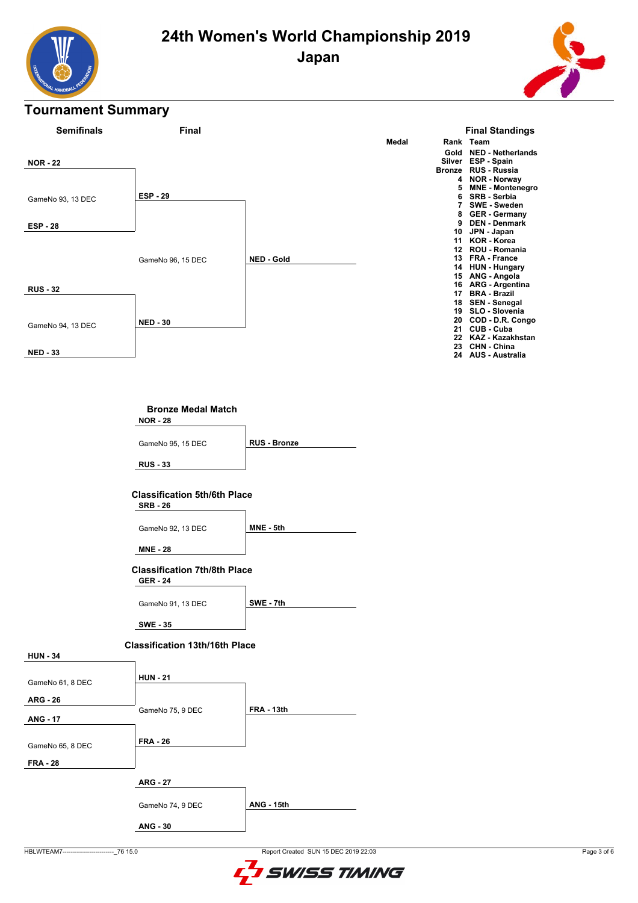# 24th Women's World Championship 2019

## Japan

## Tournament Summary

### Semifinals

**NOR - 22**
GameNo 93, 13 DEC
**ESP - 28**

**RUS - 32**
GameNo 94, 13 DEC
**NED - 33**

### Final

**ESP - 29**
GameNo 96, 15 DEC
**NED - 30**

**NED - Gold**

### Final Standings

| Medal | Rank | Team |
|---|---|---|
| | Gold | NED - Netherlands |
| | Silver | ESP - Spain |
| | Bronze | RUS - Russia |
| | 4 | NOR - Norway |
| | 5 | MNE - Montenegro |
| | 6 | SRB - Serbia |
| | 7 | SWE - Sweden |
| | 8 | GER - Germany |
| | 9 | DEN - Denmark |
| | 10 | JPN - Japan |
| | 11 | KOR - Korea |
| | 12 | ROU - Romania |
| | 13 | FRA - France |
| | 14 | HUN - Hungary |
| | 15 | ANG - Angola |
| | 16 | ARG - Argentina |
| | 17 | BRA - Brazil |
| | 18 | SEN - Senegal |
| | 19 | SLO - Slovenia |
| | 20 | COD - D.R. Congo |
| | 21 | CUB - Cuba |
| | 22 | KAZ - Kazakhstan |
| | 23 | CHN - China |
| | 24 | AUS - Australia |

### Bronze Medal Match

**NOR - 28**
GameNo 95, 15 DEC
**RUS - 33**

**RUS - Bronze**

### Classification 5th/6th Place

**SRB - 26**
GameNo 92, 13 DEC
**MNE - 28**

**MNE - 5th**

### Classification 7th/8th Place

**GER - 24**
GameNo 91, 13 DEC
**SWE - 35**

**SWE - 7th**

### Classification 13th/16th Place

**HUN - 34**
GameNo 61, 8 DEC
**ARG - 26**

**ANG - 17**
GameNo 65, 8 DEC
**FRA - 28**

**HUN - 21**
GameNo 75, 9 DEC
**FRA - 26**

**FRA - 13th**

**ARG - 27**
GameNo 74, 9 DEC
**ANG - 30**

**ANG - 15th**

HBLWTEAM7-------------------------_76 15.0 Report Created SUN 15 DEC 2019 22:03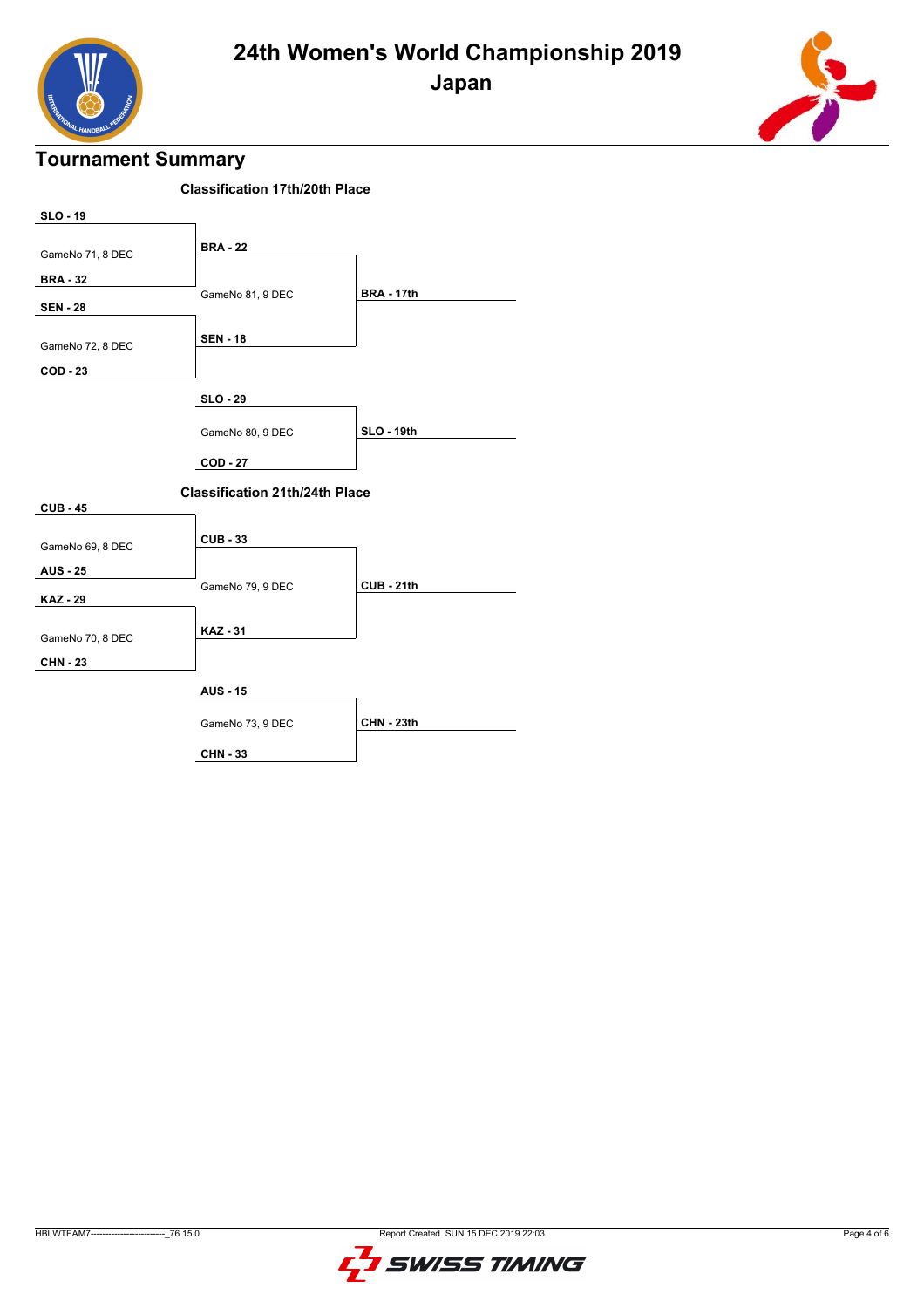# 24th Women's World Championship 2019

## Japan

## Tournament Summary

### Classification 17th/20th Place

**SLO - 19**

GameNo 71, 8 DEC

**BRA - 32**

**BRA - 22**

GameNo 81, 9 DEC

**SEN - 18**

**BRA - 17th**

**SEN - 28**

GameNo 72, 8 DEC

**COD - 23**

**SLO - 29**

GameNo 80, 9 DEC

**COD - 27**

**SLO - 19th**

### Classification 21th/24th Place

**CUB - 45**

GameNo 69, 8 DEC

**AUS - 25**

**CUB - 33**

GameNo 79, 9 DEC

**KAZ - 31**

**CUB - 21th**

**KAZ - 29**

GameNo 70, 8 DEC

**CHN - 23**

**AUS - 15**

GameNo 73, 9 DEC

**CHN - 33**

**CHN - 23th**

HBLWTEAM7------------------------_76 15.0 Report Created SUN 15 DEC 2019 22:03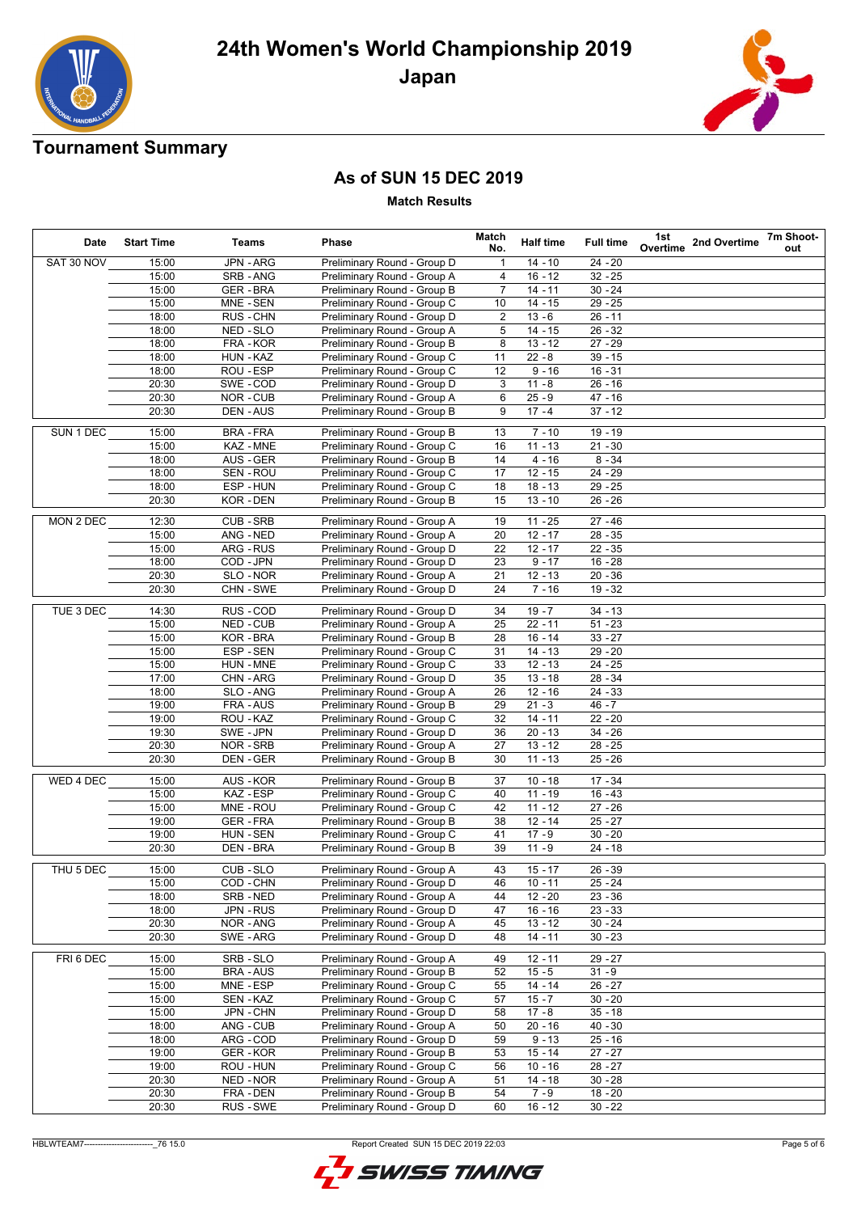# 24th Women's World Championship 2019

## Japan

## Tournament Summary

### As of SUN 15 DEC 2019

**Match Results**

| Date | Start Time | Teams | Phase | Match No. | Half time | Full time | 1st Overtime | 2nd Overtime | 7m Shoot-out |
|---|---|---|---|---|---|---|---|---|---|
| SAT 30 NOV | 15:00 | JPN - ARG | Preliminary Round - Group D | 1 | 14 - 10 | 24 - 20 | | | |
| | 15:00 | SRB - ANG | Preliminary Round - Group A | 4 | 16 - 12 | 32 - 25 | | | |
| | 15:00 | GER - BRA | Preliminary Round - Group B | 7 | 14 - 11 | 30 - 24 | | | |
| | 15:00 | MNE - SEN | Preliminary Round - Group C | 10 | 14 - 15 | 29 - 25 | | | |
| | 18:00 | RUS - CHN | Preliminary Round - Group D | 2 | 13 - 6 | 26 - 11 | | | |
| | 18:00 | NED - SLO | Preliminary Round - Group A | 5 | 14 - 15 | 26 - 32 | | | |
| | 18:00 | FRA - KOR | Preliminary Round - Group B | 8 | 13 - 12 | 27 - 29 | | | |
| | 18:00 | HUN - KAZ | Preliminary Round - Group C | 11 | 22 - 8 | 39 - 15 | | | |
| | 18:00 | ROU - ESP | Preliminary Round - Group C | 12 | 9 - 16 | 16 - 31 | | | |
| | 20:30 | SWE - COD | Preliminary Round - Group D | 3 | 11 - 8 | 26 - 16 | | | |
| | 20:30 | NOR - CUB | Preliminary Round - Group A | 6 | 25 - 9 | 47 - 16 | | | |
| | 20:30 | DEN - AUS | Preliminary Round - Group B | 9 | 17 - 4 | 37 - 12 | | | |
| SUN 1 DEC | 15:00 | BRA - FRA | Preliminary Round - Group B | 13 | 7 - 10 | 19 - 19 | | | |
| | 15:00 | KAZ - MNE | Preliminary Round - Group C | 16 | 11 - 13 | 21 - 30 | | | |
| | 18:00 | AUS - GER | Preliminary Round - Group B | 14 | 4 - 16 | 8 - 34 | | | |
| | 18:00 | SEN - ROU | Preliminary Round - Group C | 17 | 12 - 15 | 24 - 29 | | | |
| | 18:00 | ESP - HUN | Preliminary Round - Group C | 18 | 18 - 13 | 29 - 25 | | | |
| | 20:30 | KOR - DEN | Preliminary Round - Group B | 15 | 13 - 10 | 26 - 26 | | | |
| MON 2 DEC | 12:30 | CUB - SRB | Preliminary Round - Group A | 19 | 11 - 25 | 27 - 46 | | | |
| | 15:00 | ANG - NED | Preliminary Round - Group A | 20 | 12 - 17 | 28 - 35 | | | |
| | 15:00 | ARG - RUS | Preliminary Round - Group D | 22 | 12 - 17 | 22 - 35 | | | |
| | 18:00 | COD - JPN | Preliminary Round - Group D | 23 | 9 - 17 | 16 - 28 | | | |
| | 20:30 | SLO - NOR | Preliminary Round - Group A | 21 | 12 - 13 | 20 - 36 | | | |
| | 20:30 | CHN - SWE | Preliminary Round - Group D | 24 | 7 - 16 | 19 - 32 | | | |
| TUE 3 DEC | 14:30 | RUS - COD | Preliminary Round - Group D | 34 | 19 - 7 | 34 - 13 | | | |
| | 15:00 | NED - CUB | Preliminary Round - Group A | 25 | 22 - 11 | 51 - 23 | | | |
| | 15:00 | KOR - BRA | Preliminary Round - Group B | 28 | 16 - 14 | 33 - 27 | | | |
| | 15:00 | ESP - SEN | Preliminary Round - Group C | 31 | 14 - 13 | 29 - 20 | | | |
| | 15:00 | HUN - MNE | Preliminary Round - Group C | 33 | 12 - 13 | 24 - 25 | | | |
| | 17:00 | CHN - ARG | Preliminary Round - Group D | 35 | 13 - 18 | 28 - 34 | | | |
| | 18:00 | SLO - ANG | Preliminary Round - Group A | 26 | 12 - 16 | 24 - 33 | | | |
| | 19:00 | FRA - AUS | Preliminary Round - Group B | 29 | 21 - 3 | 46 - 7 | | | |
| | 19:00 | ROU - KAZ | Preliminary Round - Group C | 32 | 14 - 11 | 22 - 20 | | | |
| | 19:30 | SWE - JPN | Preliminary Round - Group D | 36 | 20 - 13 | 34 - 26 | | | |
| | 20:30 | NOR - SRB | Preliminary Round - Group A | 27 | 13 - 12 | 28 - 25 | | | |
| | 20:30 | DEN - GER | Preliminary Round - Group B | 30 | 11 - 13 | 25 - 26 | | | |
| WED 4 DEC | 15:00 | AUS - KOR | Preliminary Round - Group B | 37 | 10 - 18 | 17 - 34 | | | |
| | 15:00 | KAZ - ESP | Preliminary Round - Group C | 40 | 11 - 19 | 16 - 43 | | | |
| | 15:00 | MNE - ROU | Preliminary Round - Group C | 42 | 11 - 12 | 27 - 26 | | | |
| | 19:00 | GER - FRA | Preliminary Round - Group B | 38 | 12 - 14 | 25 - 27 | | | |
| | 19:00 | HUN - SEN | Preliminary Round - Group C | 41 | 17 - 9 | 30 - 20 | | | |
| | 20:30 | DEN - BRA | Preliminary Round - Group B | 39 | 11 - 9 | 24 - 18 | | | |
| THU 5 DEC | 15:00 | CUB - SLO | Preliminary Round - Group A | 43 | 15 - 17 | 26 - 39 | | | |
| | 15:00 | COD - CHN | Preliminary Round - Group D | 46 | 10 - 11 | 25 - 24 | | | |
| | 18:00 | SRB - NED | Preliminary Round - Group A | 44 | 12 - 20 | 23 - 36 | | | |
| | 18:00 | JPN - RUS | Preliminary Round - Group D | 47 | 16 - 16 | 23 - 33 | | | |
| | 20:30 | NOR - ANG | Preliminary Round - Group A | 45 | 13 - 12 | 30 - 24 | | | |
| | 20:30 | SWE - ARG | Preliminary Round - Group D | 48 | 14 - 11 | 30 - 23 | | | |
| FRI 6 DEC | 15:00 | SRB - SLO | Preliminary Round - Group A | 49 | 12 - 11 | 29 - 27 | | | |
| | 15:00 | BRA - AUS | Preliminary Round - Group B | 52 | 15 - 5 | 31 - 9 | | | |
| | 15:00 | MNE - ESP | Preliminary Round - Group C | 55 | 14 - 14 | 26 - 27 | | | |
| | 15:00 | SEN - KAZ | Preliminary Round - Group C | 57 | 15 - 7 | 30 - 20 | | | |
| | 15:00 | JPN - CHN | Preliminary Round - Group D | 58 | 17 - 8 | 35 - 18 | | | |
| | 18:00 | ANG - CUB | Preliminary Round - Group A | 50 | 20 - 16 | 40 - 30 | | | |
| | 18:00 | ARG - COD | Preliminary Round - Group D | 59 | 9 - 13 | 25 - 16 | | | |
| | 19:00 | GER - KOR | Preliminary Round - Group B | 53 | 15 - 14 | 27 - 27 | | | |
| | 19:00 | ROU - HUN | Preliminary Round - Group C | 56 | 10 - 16 | 28 - 27 | | | |
| | 20:30 | NED - NOR | Preliminary Round - Group A | 51 | 14 - 18 | 30 - 28 | | | |
| | 20:30 | FRA - DEN | Preliminary Round - Group B | 54 | 7 - 9 | 18 - 20 | | | |
| | 20:30 | RUS - SWE | Preliminary Round - Group D | 60 | 16 - 12 | 30 - 22 | | | |

HBLWTEAM7--------------------------_76 15.0 Report Created SUN 15 DEC 2019 22:03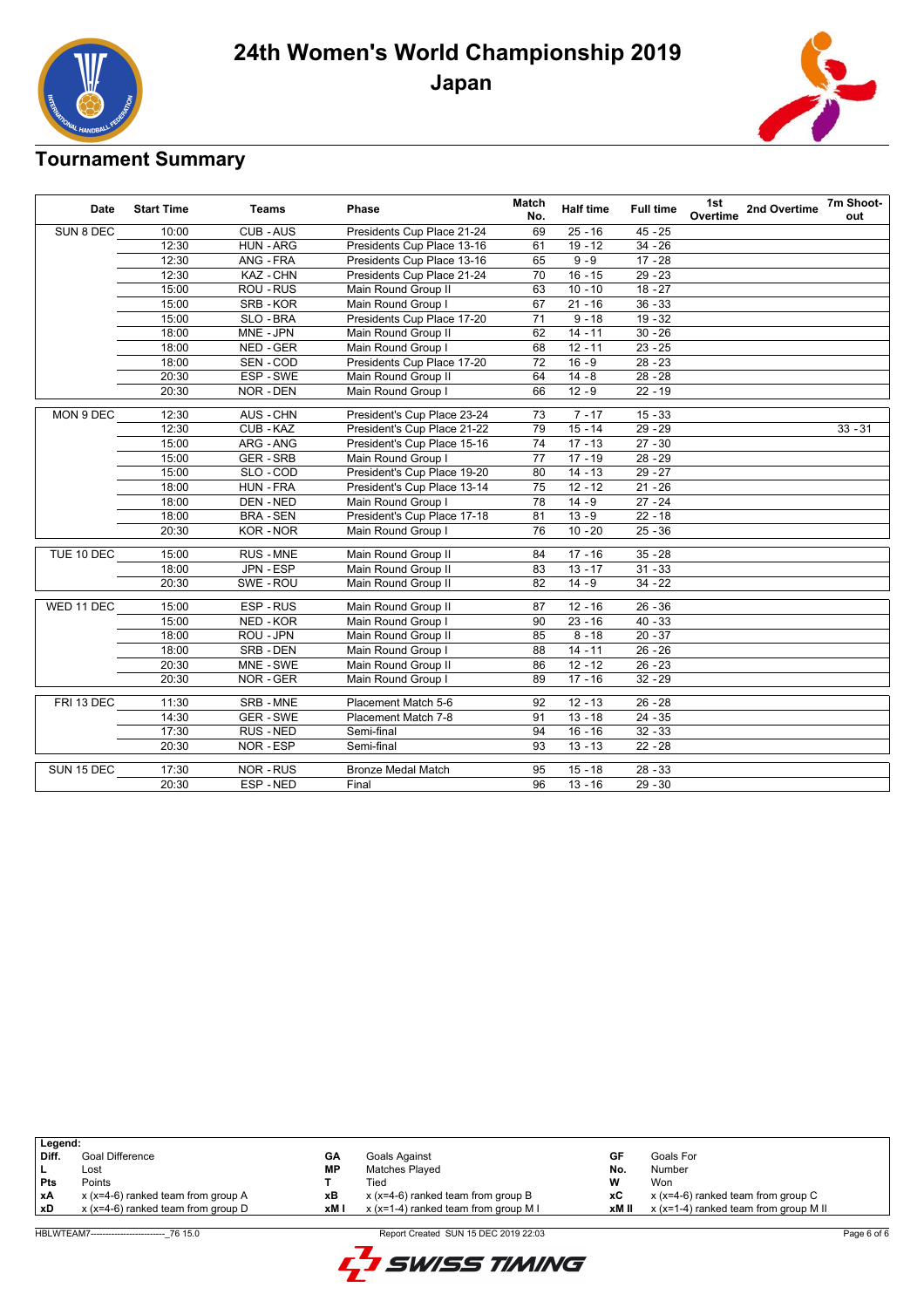# 24th Women's World Championship 2019

## Japan

## Tournament Summary

| Date | Start Time | Teams | Phase | Match No. | Half time | Full time | 1st Overtime | 2nd Overtime | 7m Shoot-out |
|---|---|---|---|---|---|---|---|---|---|
| SUN 8 DEC | 10:00 | CUB - AUS | Presidents Cup Place 21-24 | 69 | 25 - 16 | 45 - 25 | | | |
| | 12:30 | HUN - ARG | Presidents Cup Place 13-16 | 61 | 19 - 12 | 34 - 26 | | | |
| | 12:30 | ANG - FRA | Presidents Cup Place 13-16 | 65 | 9 - 9 | 17 - 28 | | | |
| | 12:30 | KAZ - CHN | Presidents Cup Place 21-24 | 70 | 16 - 15 | 29 - 23 | | | |
| | 15:00 | ROU - RUS | Main Round Group II | 63 | 10 - 10 | 18 - 27 | | | |
| | 15:00 | SRB - KOR | Main Round Group I | 67 | 21 - 16 | 36 - 33 | | | |
| | 15:00 | SLO - BRA | Presidents Cup Place 17-20 | 71 | 9 - 18 | 19 - 32 | | | |
| | 18:00 | MNE - JPN | Main Round Group II | 62 | 14 - 11 | 30 - 26 | | | |
| | 18:00 | NED - GER | Main Round Group I | 68 | 12 - 11 | 23 - 25 | | | |
| | 18:00 | SEN - COD | Presidents Cup Place 17-20 | 72 | 16 - 9 | 28 - 23 | | | |
| | 20:30 | ESP - SWE | Main Round Group II | 64 | 14 - 8 | 28 - 28 | | | |
| | 20:30 | NOR - DEN | Main Round Group I | 66 | 12 - 9 | 22 - 19 | | | |
| MON 9 DEC | 12:30 | AUS - CHN | President's Cup Place 23-24 | 73 | 7 - 17 | 15 - 33 | | | |
| | 12:30 | CUB - KAZ | President's Cup Place 21-22 | 79 | 15 - 14 | 29 - 29 | | | 33 - 31 |
| | 15:00 | ARG - ANG | President's Cup Place 15-16 | 74 | 17 - 13 | 27 - 30 | | | |
| | 15:00 | GER - SRB | Main Round Group I | 77 | 17 - 19 | 28 - 29 | | | |
| | 15:00 | SLO - COD | President's Cup Place 19-20 | 80 | 14 - 13 | 29 - 27 | | | |
| | 18:00 | HUN - FRA | President's Cup Place 13-14 | 75 | 12 - 12 | 21 - 26 | | | |
| | 18:00 | DEN - NED | Main Round Group I | 78 | 14 - 9 | 27 - 24 | | | |
| | 18:00 | BRA - SEN | President's Cup Place 17-18 | 81 | 13 - 9 | 22 - 18 | | | |
| | 20:30 | KOR - NOR | Main Round Group I | 76 | 10 - 20 | 25 - 36 | | | |
| TUE 10 DEC | 15:00 | RUS - MNE | Main Round Group II | 84 | 17 - 16 | 35 - 28 | | | |
| | 18:00 | JPN - ESP | Main Round Group II | 83 | 13 - 17 | 31 - 33 | | | |
| | 20:30 | SWE - ROU | Main Round Group II | 82 | 14 - 9 | 34 - 22 | | | |
| WED 11 DEC | 15:00 | ESP - RUS | Main Round Group II | 87 | 12 - 16 | 26 - 36 | | | |
| | 15:00 | NED - KOR | Main Round Group I | 90 | 23 - 16 | 40 - 33 | | | |
| | 18:00 | ROU - JPN | Main Round Group II | 85 | 8 - 18 | 20 - 37 | | | |
| | 18:00 | SRB - DEN | Main Round Group I | 88 | 14 - 11 | 26 - 26 | | | |
| | 20:30 | MNE - SWE | Main Round Group II | 86 | 12 - 12 | 26 - 23 | | | |
| | 20:30 | NOR - GER | Main Round Group I | 89 | 17 - 16 | 32 - 29 | | | |
| FRI 13 DEC | 11:30 | SRB - MNE | Placement Match 5-6 | 92 | 12 - 13 | 26 - 28 | | | |
| | 14:30 | GER - SWE | Placement Match 7-8 | 91 | 13 - 18 | 24 - 35 | | | |
| | 17:30 | RUS - NED | Semi-final | 94 | 16 - 16 | 32 - 33 | | | |
| | 20:30 | NOR - ESP | Semi-final | 93 | 13 - 13 | 22 - 28 | | | |
| SUN 15 DEC | 17:30 | NOR - RUS | Bronze Medal Match | 95 | 15 - 18 | 28 - 33 | | | |
| | 20:30 | ESP - NED | Final | 96 | 13 - 16 | 29 - 30 | | | |

**Legend:**

| | | | | | |
|---|---|---|---|---|---|
| **Diff.** | Goal Difference | **GA** | Goals Against | **GF** | Goals For |
| **L** | Lost | **MP** | Matches Played | **No.** | Number |
| **Pts** | Points | **T** | Tied | **W** | Won |
| **xA** | x (x=4-6) ranked team from group A | **xB** | x (x=4-6) ranked team from group B | **xC** | x (x=4-6) ranked team from group C |
| **xD** | x (x=4-6) ranked team from group D | **xM I** | x (x=1-4) ranked team from group M I | **xM II** | x (x=1-4) ranked team from group M II |

HBLWTEAM7-------------------------_76 15.0 Report Created SUN 15 DEC 2019 22:03